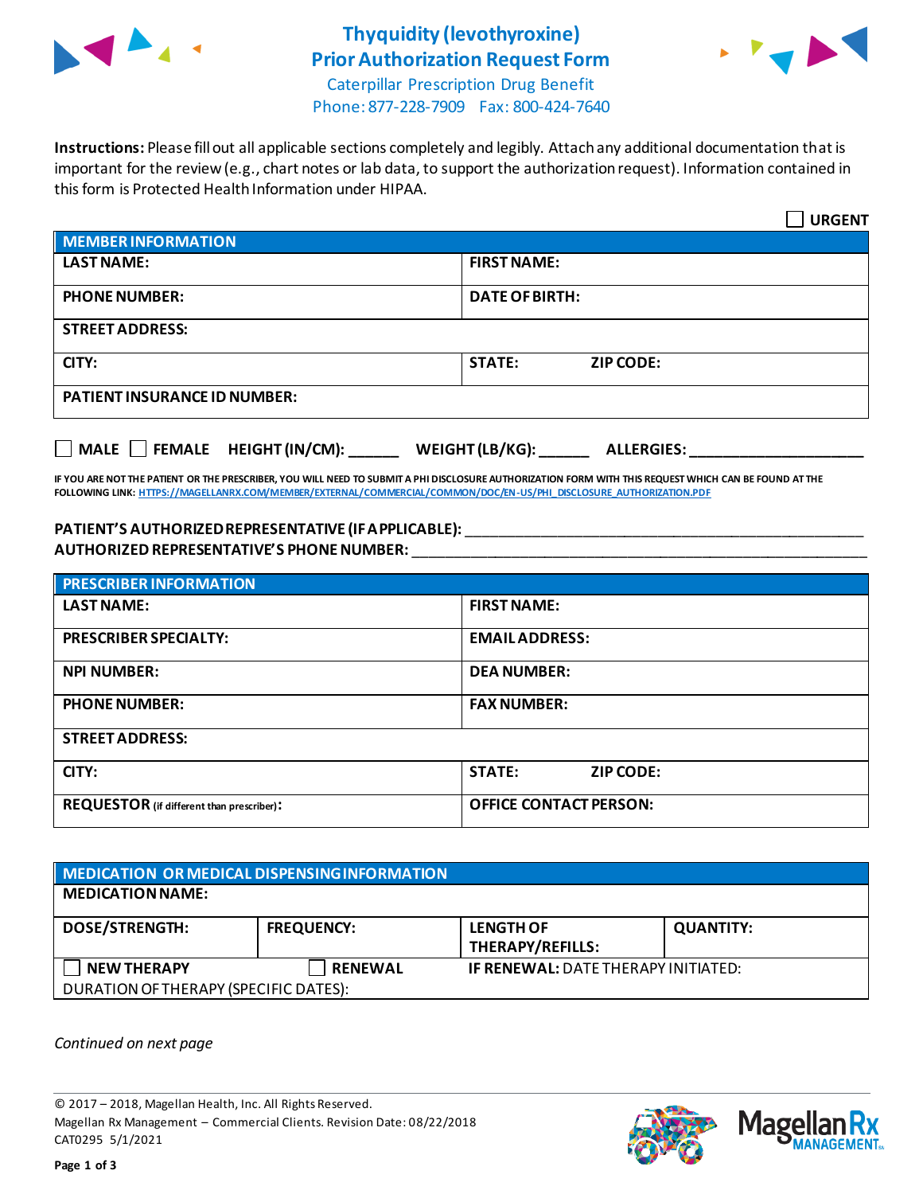# Thyquidity (levothyroxine)
# Prior Authorization Request Form

Caterpillar Prescription Drug Benefit
Phone: 877-228-7909 Fax: 800-424-7640

**Instructions:** Please fill out all applicable sections completely and legibly. Attach any additional documentation that is important for the review (e.g., chart notes or lab data, to support the authorization request). Information contained in this form is Protected Health Information under HIPAA.

☐ **URGENT**

| **MEMBER INFORMATION** | |
|---|---|
| **LAST NAME:** | **FIRST NAME:** |
| **PHONE NUMBER:** | **DATE OF BIRTH:** |
| **STREET ADDRESS:** | |
| **CITY:** | **STATE:** **ZIP CODE:** |
| **PATIENT INSURANCE ID NUMBER:** | |

☐ **MALE** ☐ **FEMALE** **HEIGHT (IN/CM):** ______ **WEIGHT (LB/KG):** ______ **ALLERGIES:** ____________________

**IF YOU ARE NOT THE PATIENT OR THE PRESCRIBER, YOU WILL NEED TO SUBMIT A PHI DISCLOSURE AUTHORIZATION FORM WITH THIS REQUEST WHICH CAN BE FOUND AT THE FOLLOWING LINK: HTTPS://MAGELLANRX.COM/MEMBER/EXTERNAL/COMMERCIAL/COMMON/DOC/EN-US/PHI_DISCLOSURE_AUTHORIZATION.PDF**

**PATIENT'S AUTHORIZED REPRESENTATIVE (IF APPLICABLE):** ____________________________________________
**AUTHORIZED REPRESENTATIVE'S PHONE NUMBER:** ____________________________________________

| **PRESCRIBER INFORMATION** | |
|---|---|
| **LAST NAME:** | **FIRST NAME:** |
| **PRESCRIBER SPECIALTY:** | **EMAIL ADDRESS:** |
| **NPI NUMBER:** | **DEA NUMBER:** |
| **PHONE NUMBER:** | **FAX NUMBER:** |
| **STREET ADDRESS:** | |
| **CITY:** | **STATE:** **ZIP CODE:** |
| **REQUESTOR** (if different than prescriber)**:** | **OFFICE CONTACT PERSON:** |

| **MEDICATION OR MEDICAL DISPENSING INFORMATION** | | | |
|---|---|---|---|
| **MEDICATION NAME:** | | | |
| **DOSE/STRENGTH:** | **FREQUENCY:** | **LENGTH OF THERAPY/REFILLS:** | **QUANTITY:** |
| ☐ **NEW THERAPY** | ☐ **RENEWAL** | **IF RENEWAL:** DATE THERAPY INITIATED: | |
| DURATION OF THERAPY (SPECIFIC DATES): | | | |

*Continued on next page*

© 2017 – 2018, Magellan Health, Inc. All Rights Reserved.
Magellan Rx Management – Commercial Clients. Revision Date: 08/22/2018
CAT0295 5/1/2021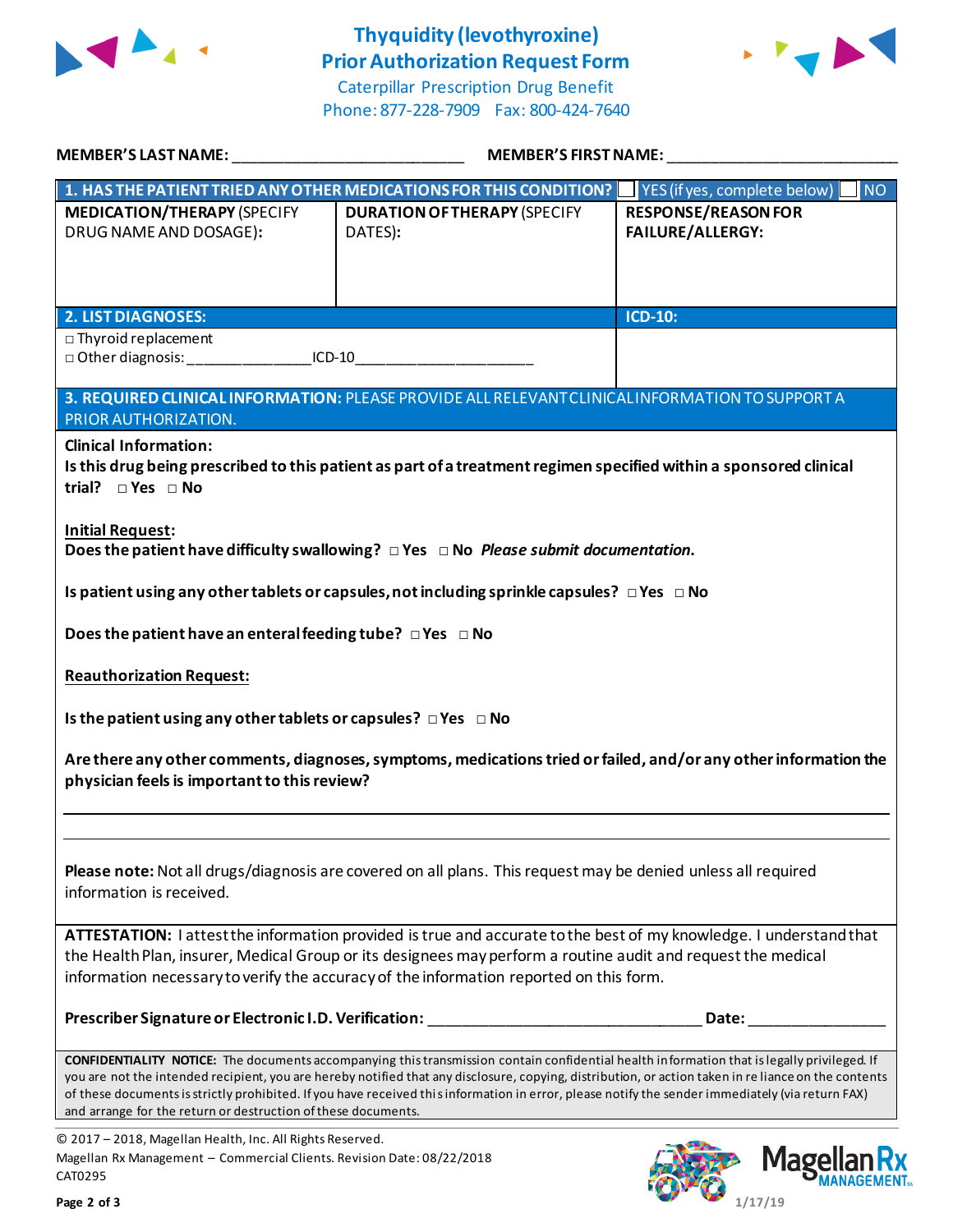# Thyquidity (levothyroxine)
# Prior Authorization Request Form

Caterpillar Prescription Drug Benefit
Phone: 877-228-7909 Fax: 800-424-7640

**MEMBER'S LAST NAME:** ___________________________ **MEMBER'S FIRST NAME:** ___________________________

| **1. HAS THE PATIENT TRIED ANY OTHER MEDICATIONS FOR THIS CONDITION?** | | ☐ YES (if yes, complete below) ☐ NO |
|---|---|---|
| **MEDICATION/THERAPY** (SPECIFY DRUG NAME AND DOSAGE): | **DURATION OF THERAPY** (SPECIFY DATES): | **RESPONSE/REASON FOR FAILURE/ALLERGY:** |
| | | |

| **2. LIST DIAGNOSES:** | **ICD-10:** |
|---|---|
| □ Thyroid replacement<br>□ Other diagnosis: _______________ ICD-10 _____________________ | |

**3. REQUIRED CLINICAL INFORMATION:** PLEASE PROVIDE ALL RELEVANT CLINICAL INFORMATION TO SUPPORT A PRIOR AUTHORIZATION.

**Clinical Information:**

**Is this drug being prescribed to this patient as part of a treatment regimen specified within a sponsored clinical trial?** □ **Yes** □ **No**

**Initial Request:**

**Does the patient have difficulty swallowing?** □ **Yes** □ **No** ***Please submit documentation.***

**Is patient using any other tablets or capsules, not including sprinkle capsules?** □ **Yes** □ **No**

**Does the patient have an enteral feeding tube?** □ **Yes** □ **No**

**Reauthorization Request:**

**Is the patient using any other tablets or capsules?** □ **Yes** □ **No**

**Are there any other comments, diagnoses, symptoms, medications tried or failed, and/or any other information the physician feels is important to this review?**

_____________________________________________________________________________

_____________________________________________________________________________

**Please note:** Not all drugs/diagnosis are covered on all plans. This request may be denied unless all required information is received.

**ATTESTATION:** I attest the information provided is true and accurate to the best of my knowledge. I understand that the Health Plan, insurer, Medical Group or its designees may perform a routine audit and request the medical information necessary to verify the accuracy of the information reported on this form.

**Prescriber Signature or Electronic I.D. Verification:** _________________________________ **Date:** ________________

**CONFIDENTIALITY NOTICE:** The documents accompanying this transmission contain confidential health information that is legally privileged. If you are not the intended recipient, you are hereby notified that any disclosure, copying, distribution, or action taken in reliance on the contents of these documents is strictly prohibited. If you have received this information in error, please notify the sender immediately (via return FAX) and arrange for the return or destruction of these documents.

© 2017 – 2018, Magellan Health, Inc. All Rights Reserved.
Magellan Rx Management – Commercial Clients. Revision Date: 08/22/2018
CAT0295

1/17/19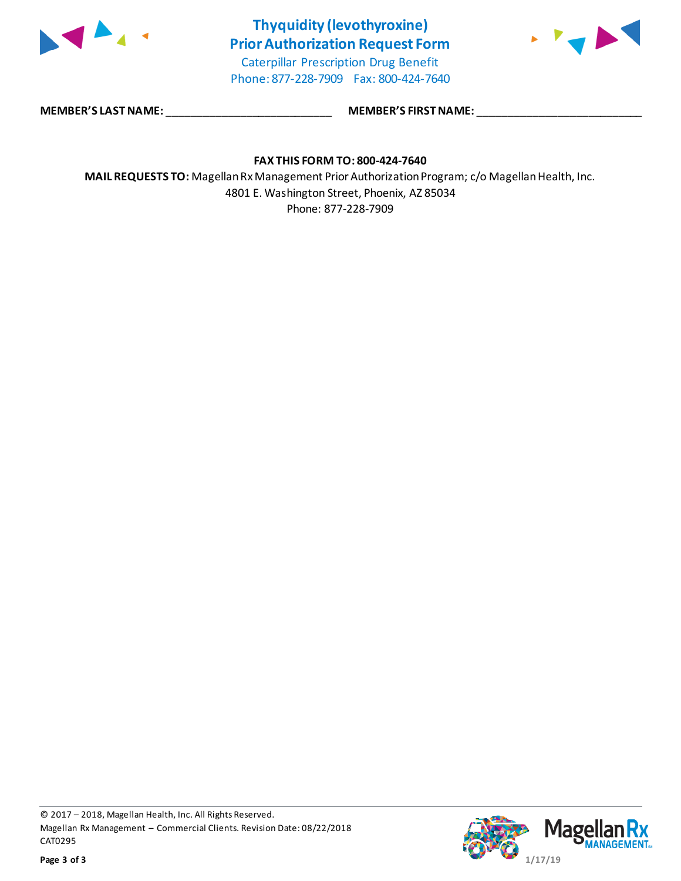MEMBER'S LAST NAME: ___________________________ MEMBER'S FIRST NAME: ___________________________

**FAX THIS FORM TO: 800-424-7640**

**MAIL REQUESTS TO:** Magellan Rx Management Prior Authorization Program; c/o Magellan Health, Inc.
4801 E. Washington Street, Phoenix, AZ 85034
Phone: 877-228-7909